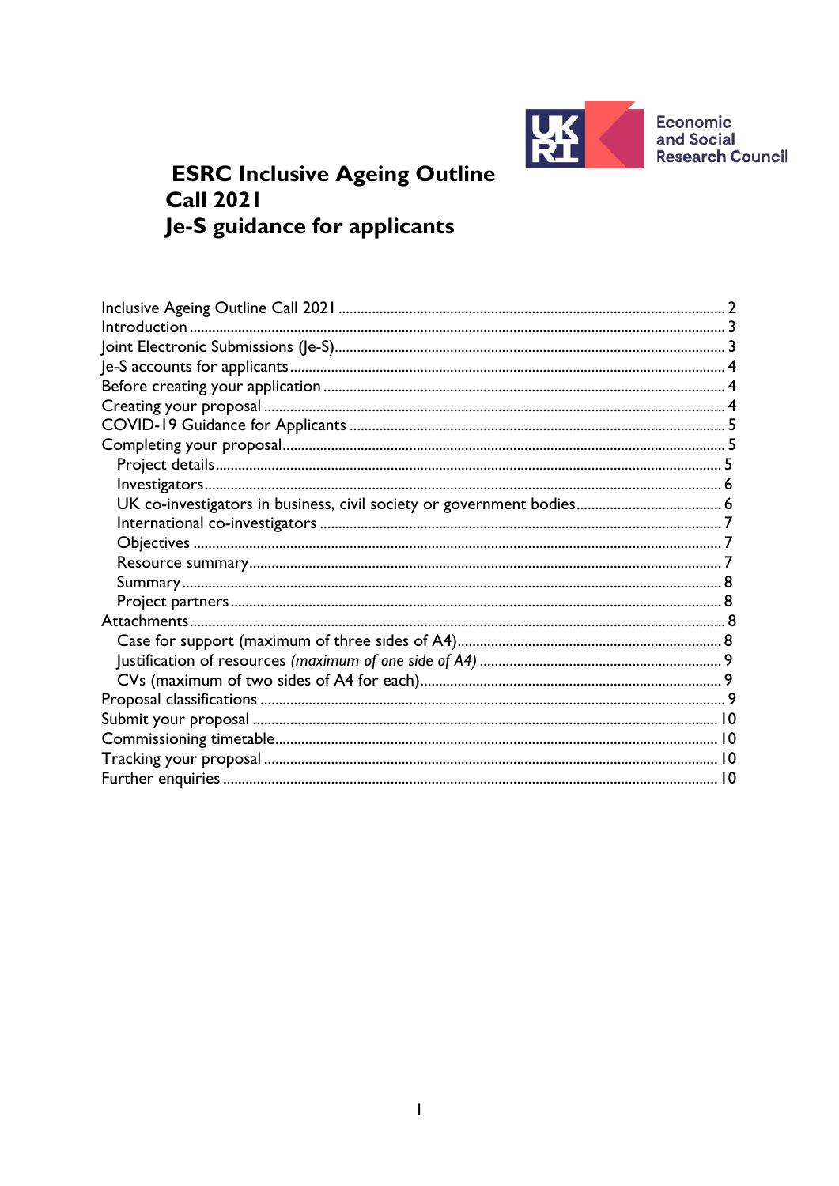Economic and Social Research Council

# ESRC Inclusive Ageing Outline Call 2021
# Je-S guidance for applicants

Inclusive Ageing Outline Call 2021 .......... 2
Introduction .......... 3
Joint Electronic Submissions (Je-S) .......... 3
Je-S accounts for applicants .......... 4
Before creating your application .......... 4
Creating your proposal .......... 4
COVID-19 Guidance for Applicants .......... 5
Completing your proposal .......... 5
- Project details .......... 5
- Investigators .......... 6
- UK co-investigators in business, civil society or government bodies .......... 6
- International co-investigators .......... 7
- Objectives .......... 7
- Resource summary .......... 7
- Summary .......... 8
- Project partners .......... 8

Attachments .......... 8
- Case for support (maximum of three sides of A4) .......... 8
- Justification of resources *(maximum of one side of A4)* .......... 9
- CVs (maximum of two sides of A4 for each) .......... 9

Proposal classifications .......... 9
Submit your proposal .......... 10
Commissioning timetable .......... 10
Tracking your proposal .......... 10
Further enquiries .......... 10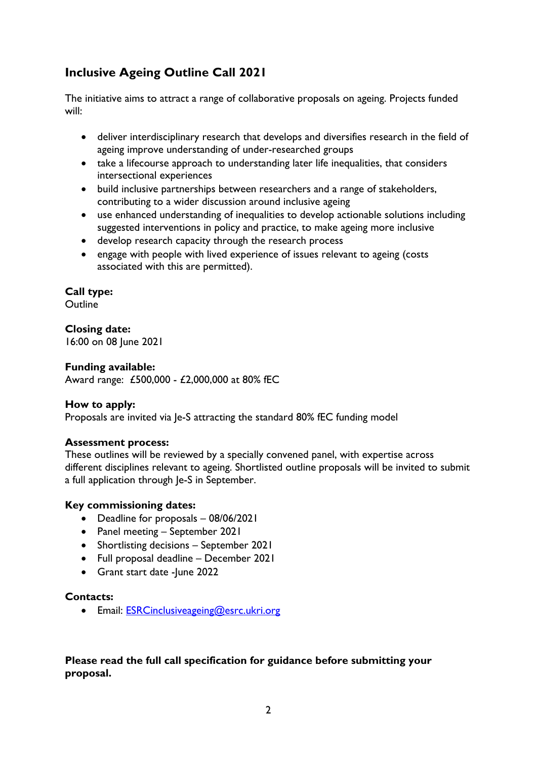## Inclusive Ageing Outline Call 2021

The initiative aims to attract a range of collaborative proposals on ageing. Projects funded will:

- deliver interdisciplinary research that develops and diversifies research in the field of ageing improve understanding of under-researched groups
- take a lifecourse approach to understanding later life inequalities, that considers intersectional experiences
- build inclusive partnerships between researchers and a range of stakeholders, contributing to a wider discussion around inclusive ageing
- use enhanced understanding of inequalities to develop actionable solutions including suggested interventions in policy and practice, to make ageing more inclusive
- develop research capacity through the research process
- engage with people with lived experience of issues relevant to ageing (costs associated with this are permitted).

**Call type:**
Outline

**Closing date:**
16:00 on 08 June 2021

**Funding available:**
Award range: £500,000 - £2,000,000 at 80% fEC

**How to apply:**
Proposals are invited via Je-S attracting the standard 80% fEC funding model

**Assessment process:**
These outlines will be reviewed by a specially convened panel, with expertise across different disciplines relevant to ageing. Shortlisted outline proposals will be invited to submit a full application through Je-S in September.

**Key commissioning dates:**

- Deadline for proposals – 08/06/2021
- Panel meeting – September 2021
- Shortlisting decisions – September 2021
- Full proposal deadline – December 2021
- Grant start date -June 2022

**Contacts:**

- Email: ESRCinclusiveageing@esrc.ukri.org

**Please read the full call specification for guidance before submitting your proposal.**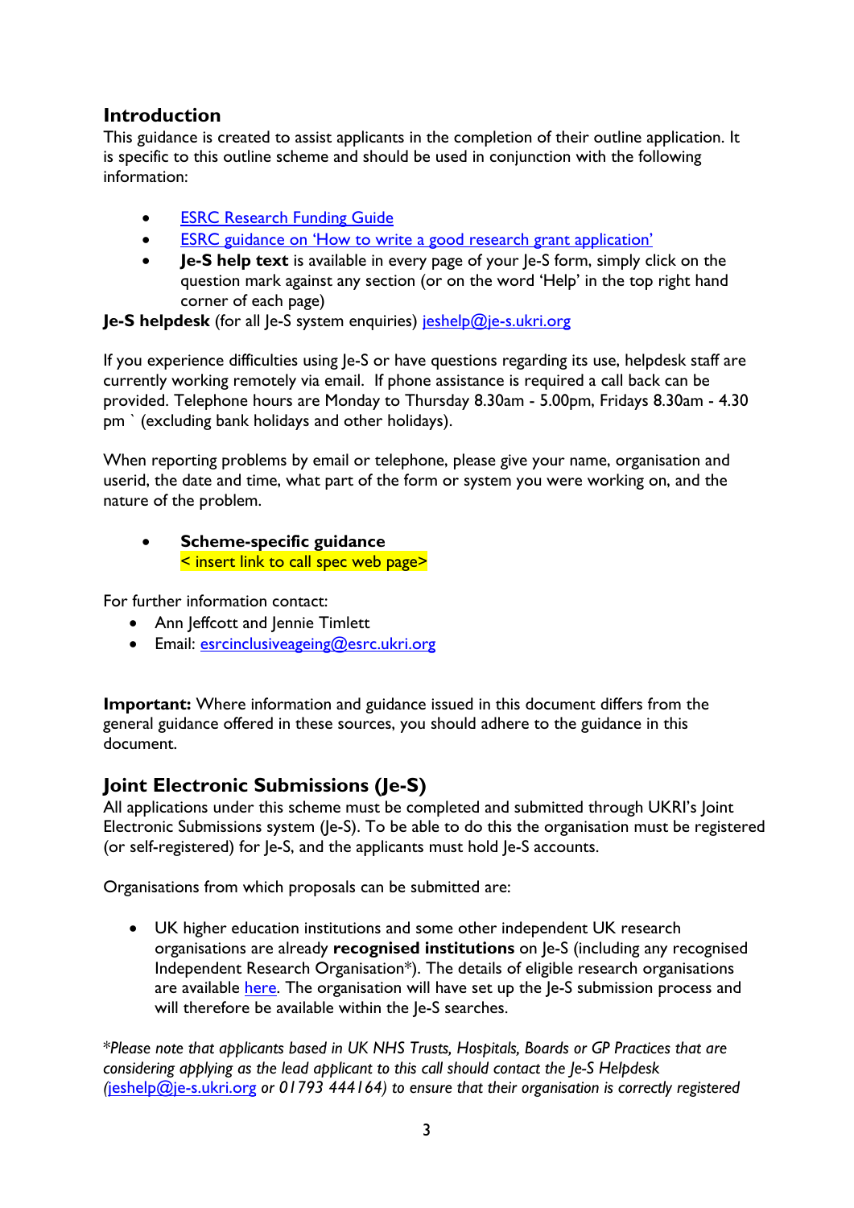## Introduction

This guidance is created to assist applicants in the completion of their outline application. It is specific to this outline scheme and should be used in conjunction with the following information:

- ESRC Research Funding Guide
- ESRC guidance on 'How to write a good research grant application'
- **Je-S help text** is available in every page of your Je-S form, simply click on the question mark against any section (or on the word 'Help' in the top right hand corner of each page)

**Je-S helpdesk** (for all Je-S system enquiries) jeshelp@je-s.ukri.org

If you experience difficulties using Je-S or have questions regarding its use, helpdesk staff are currently working remotely via email. If phone assistance is required a call back can be provided. Telephone hours are Monday to Thursday 8.30am - 5.00pm, Fridays 8.30am - 4.30 pm ` (excluding bank holidays and other holidays).

When reporting problems by email or telephone, please give your name, organisation and userid, the date and time, what part of the form or system you were working on, and the nature of the problem.

- **Scheme-specific guidance**
  < insert link to call spec web page>

For further information contact:

- Ann Jeffcott and Jennie Timlett
- Email: esrcinclusiveageing@esrc.ukri.org

**Important:** Where information and guidance issued in this document differs from the general guidance offered in these sources, you should adhere to the guidance in this document.

## Joint Electronic Submissions (Je-S)

All applications under this scheme must be completed and submitted through UKRI's Joint Electronic Submissions system (Je-S). To be able to do this the organisation must be registered (or self-registered) for Je-S, and the applicants must hold Je-S accounts.

Organisations from which proposals can be submitted are:

- UK higher education institutions and some other independent UK research organisations are already **recognised institutions** on Je-S (including any recognised Independent Research Organisation*). The details of eligible research organisations are available here. The organisation will have set up the Je-S submission process and will therefore be available within the Je-S searches.

**Please note that applicants based in UK NHS Trusts, Hospitals, Boards or GP Practices that are considering applying as the lead applicant to this call should contact the Je-S Helpdesk (jeshelp@je-s.ukri.org or 01793 444164) to ensure that their organisation is correctly registered*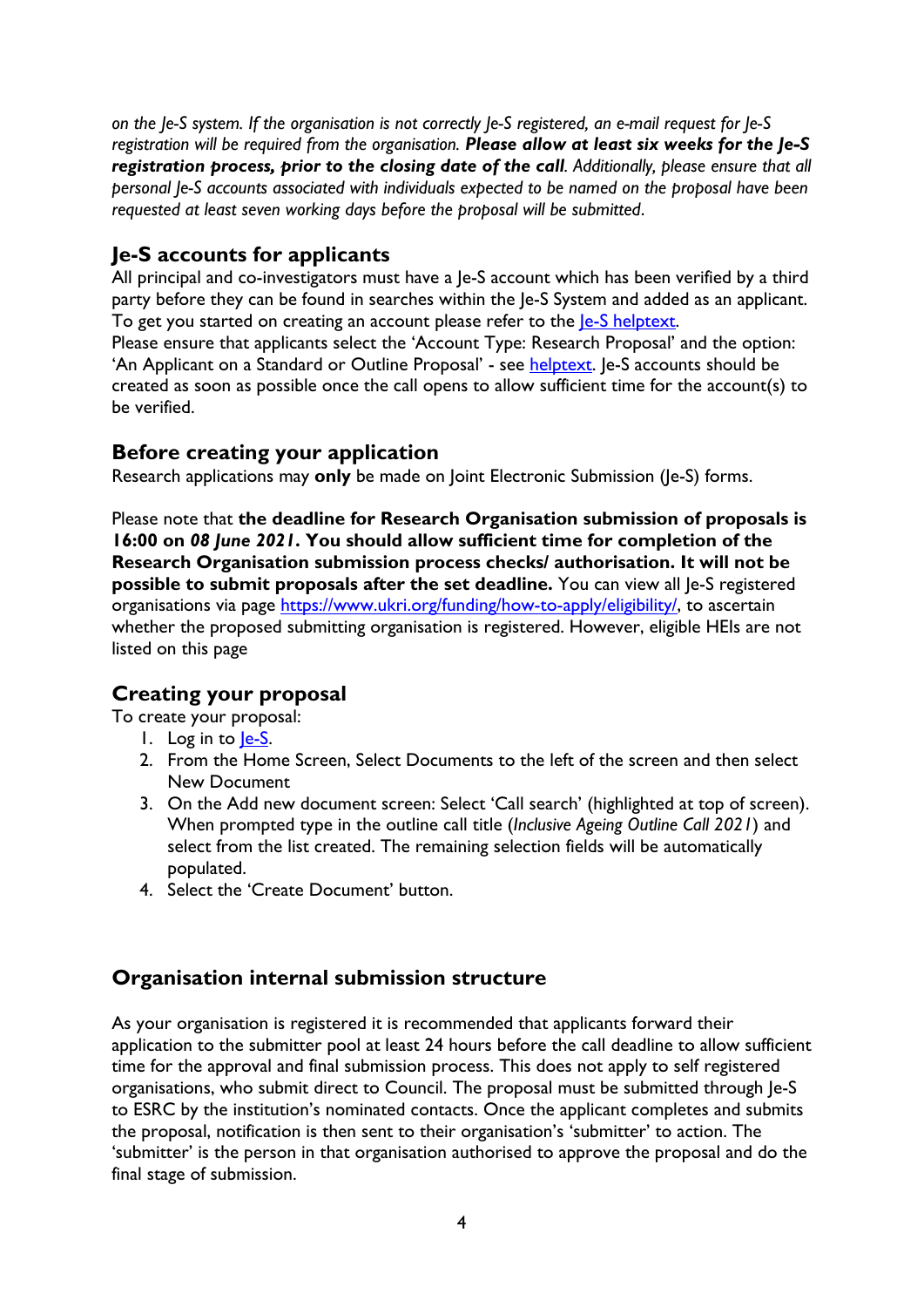*on the Je-S system. If the organisation is not correctly Je-S registered, an e-mail request for Je-S registration will be required from the organisation.* ***Please allow at least six weeks for the Je-S registration process, prior to the closing date of the call****. Additionally, please ensure that all personal Je-S accounts associated with individuals expected to be named on the proposal have been requested at least seven working days before the proposal will be submitted.*

## Je-S accounts for applicants

All principal and co-investigators must have a Je-S account which has been verified by a third party before they can be found in searches within the Je-S System and added as an applicant. To get you started on creating an account please refer to the [Je-S helptext](Je-S helptext).

Please ensure that applicants select the 'Account Type: Research Proposal' and the option: 'An Applicant on a Standard or Outline Proposal' - see [helptext](helptext). Je-S accounts should be created as soon as possible once the call opens to allow sufficient time for the account(s) to be verified.

## Before creating your application

Research applications may **only** be made on Joint Electronic Submission (Je-S) forms.

Please note that **the deadline for Research Organisation submission of proposals is 16:00 on *08 June 2021*. You should allow sufficient time for completion of the Research Organisation submission process checks/ authorisation. It will not be possible to submit proposals after the set deadline.** You can view all Je-S registered organisations via page https://www.ukri.org/funding/how-to-apply/eligibility/, to ascertain whether the proposed submitting organisation is registered. However, eligible HEIs are not listed on this page

## Creating your proposal

To create your proposal:

1. Log in to [Je-S](Je-S).
2. From the Home Screen, Select Documents to the left of the screen and then select New Document
3. On the Add new document screen: Select 'Call search' (highlighted at top of screen). When prompted type in the outline call title (*Inclusive Ageing Outline Call 2021*) and select from the list created. The remaining selection fields will be automatically populated.
4. Select the 'Create Document' button.

## Organisation internal submission structure

As your organisation is registered it is recommended that applicants forward their application to the submitter pool at least 24 hours before the call deadline to allow sufficient time for the approval and final submission process. This does not apply to self registered organisations, who submit direct to Council. The proposal must be submitted through Je-S to ESRC by the institution's nominated contacts. Once the applicant completes and submits the proposal, notification is then sent to their organisation's 'submitter' to action. The 'submitter' is the person in that organisation authorised to approve the proposal and do the final stage of submission.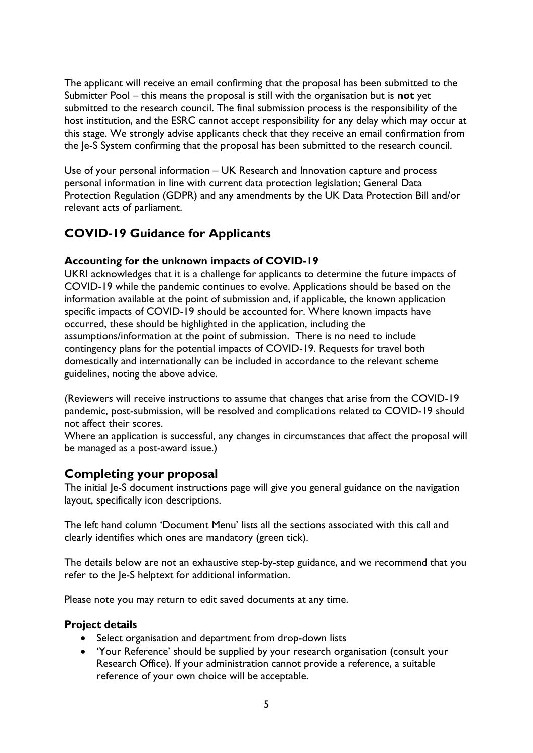The applicant will receive an email confirming that the proposal has been submitted to the Submitter Pool – this means the proposal is still with the organisation but is **not** yet submitted to the research council. The final submission process is the responsibility of the host institution, and the ESRC cannot accept responsibility for any delay which may occur at this stage. We strongly advise applicants check that they receive an email confirmation from the Je-S System confirming that the proposal has been submitted to the research council.

Use of your personal information – UK Research and Innovation capture and process personal information in line with current data protection legislation; General Data Protection Regulation (GDPR) and any amendments by the UK Data Protection Bill and/or relevant acts of parliament.

## COVID-19 Guidance for Applicants

**Accounting for the unknown impacts of COVID-19**

UKRI acknowledges that it is a challenge for applicants to determine the future impacts of COVID-19 while the pandemic continues to evolve. Applications should be based on the information available at the point of submission and, if applicable, the known application specific impacts of COVID-19 should be accounted for. Where known impacts have occurred, these should be highlighted in the application, including the assumptions/information at the point of submission. There is no need to include contingency plans for the potential impacts of COVID-19. Requests for travel both domestically and internationally can be included in accordance to the relevant scheme guidelines, noting the above advice.

(Reviewers will receive instructions to assume that changes that arise from the COVID-19 pandemic, post-submission, will be resolved and complications related to COVID-19 should not affect their scores.
Where an application is successful, any changes in circumstances that affect the proposal will be managed as a post-award issue.)

## Completing your proposal

The initial Je-S document instructions page will give you general guidance on the navigation layout, specifically icon descriptions.

The left hand column 'Document Menu' lists all the sections associated with this call and clearly identifies which ones are mandatory (green tick).

The details below are not an exhaustive step-by-step guidance, and we recommend that you refer to the Je-S helptext for additional information.

Please note you may return to edit saved documents at any time.

**Project details**

- Select organisation and department from drop-down lists
- 'Your Reference' should be supplied by your research organisation (consult your Research Office). If your administration cannot provide a reference, a suitable reference of your own choice will be acceptable.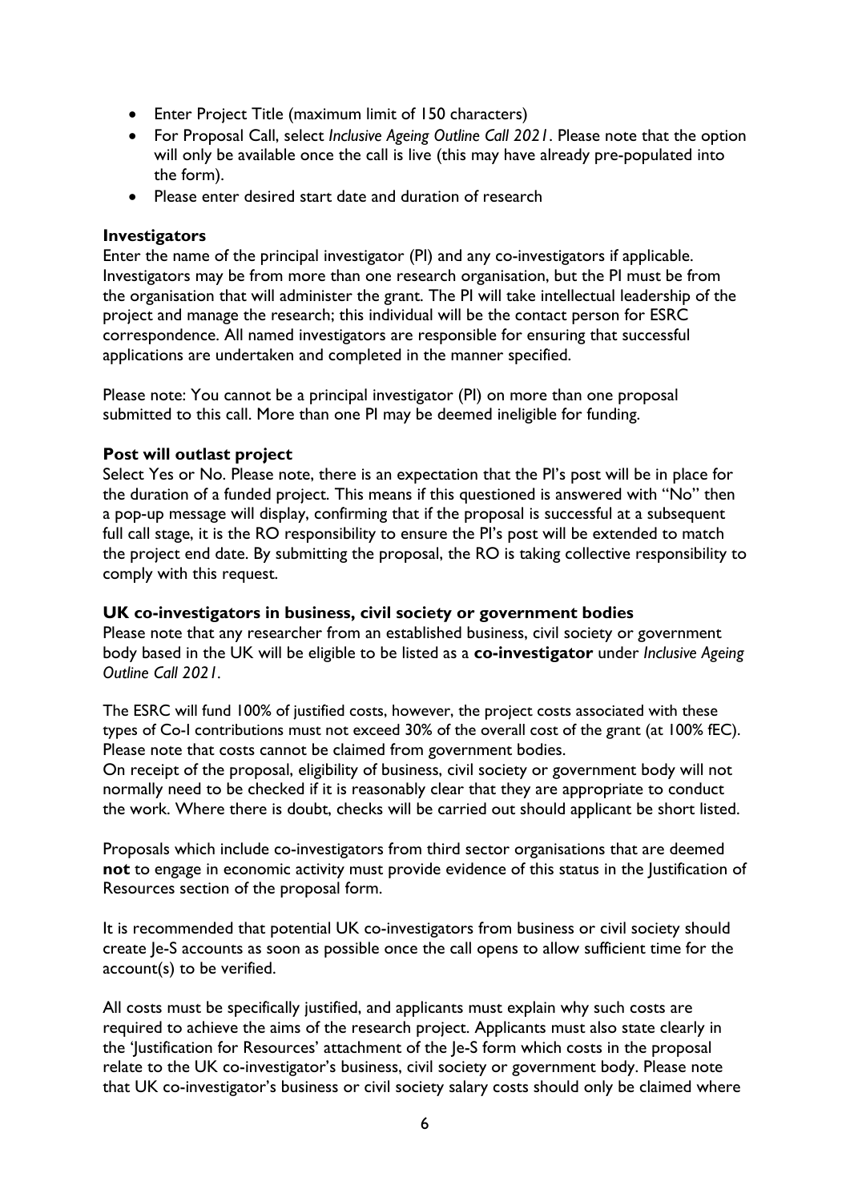- Enter Project Title (maximum limit of 150 characters)
- For Proposal Call, select *Inclusive Ageing Outline Call 2021*. Please note that the option will only be available once the call is live (this may have already pre-populated into the form).
- Please enter desired start date and duration of research

**Investigators**

Enter the name of the principal investigator (PI) and any co-investigators if applicable. Investigators may be from more than one research organisation, but the PI must be from the organisation that will administer the grant. The PI will take intellectual leadership of the project and manage the research; this individual will be the contact person for ESRC correspondence. All named investigators are responsible for ensuring that successful applications are undertaken and completed in the manner specified.

Please note: You cannot be a principal investigator (PI) on more than one proposal submitted to this call. More than one PI may be deemed ineligible for funding.

**Post will outlast project**

Select Yes or No. Please note, there is an expectation that the PI's post will be in place for the duration of a funded project. This means if this questioned is answered with "No" then a pop-up message will display, confirming that if the proposal is successful at a subsequent full call stage, it is the RO responsibility to ensure the PI's post will be extended to match the project end date. By submitting the proposal, the RO is taking collective responsibility to comply with this request.

**UK co-investigators in business, civil society or government bodies**

Please note that any researcher from an established business, civil society or government body based in the UK will be eligible to be listed as a **co-investigator** under *Inclusive Ageing Outline Call 2021*.

The ESRC will fund 100% of justified costs, however, the project costs associated with these types of Co-I contributions must not exceed 30% of the overall cost of the grant (at 100% fEC). Please note that costs cannot be claimed from government bodies.
On receipt of the proposal, eligibility of business, civil society or government body will not normally need to be checked if it is reasonably clear that they are appropriate to conduct the work. Where there is doubt, checks will be carried out should applicant be short listed.

Proposals which include co-investigators from third sector organisations that are deemed **not** to engage in economic activity must provide evidence of this status in the Justification of Resources section of the proposal form.

It is recommended that potential UK co-investigators from business or civil society should create Je-S accounts as soon as possible once the call opens to allow sufficient time for the account(s) to be verified.

All costs must be specifically justified, and applicants must explain why such costs are required to achieve the aims of the research project. Applicants must also state clearly in the 'Justification for Resources' attachment of the Je-S form which costs in the proposal relate to the UK co-investigator's business, civil society or government body. Please note that UK co-investigator's business or civil society salary costs should only be claimed where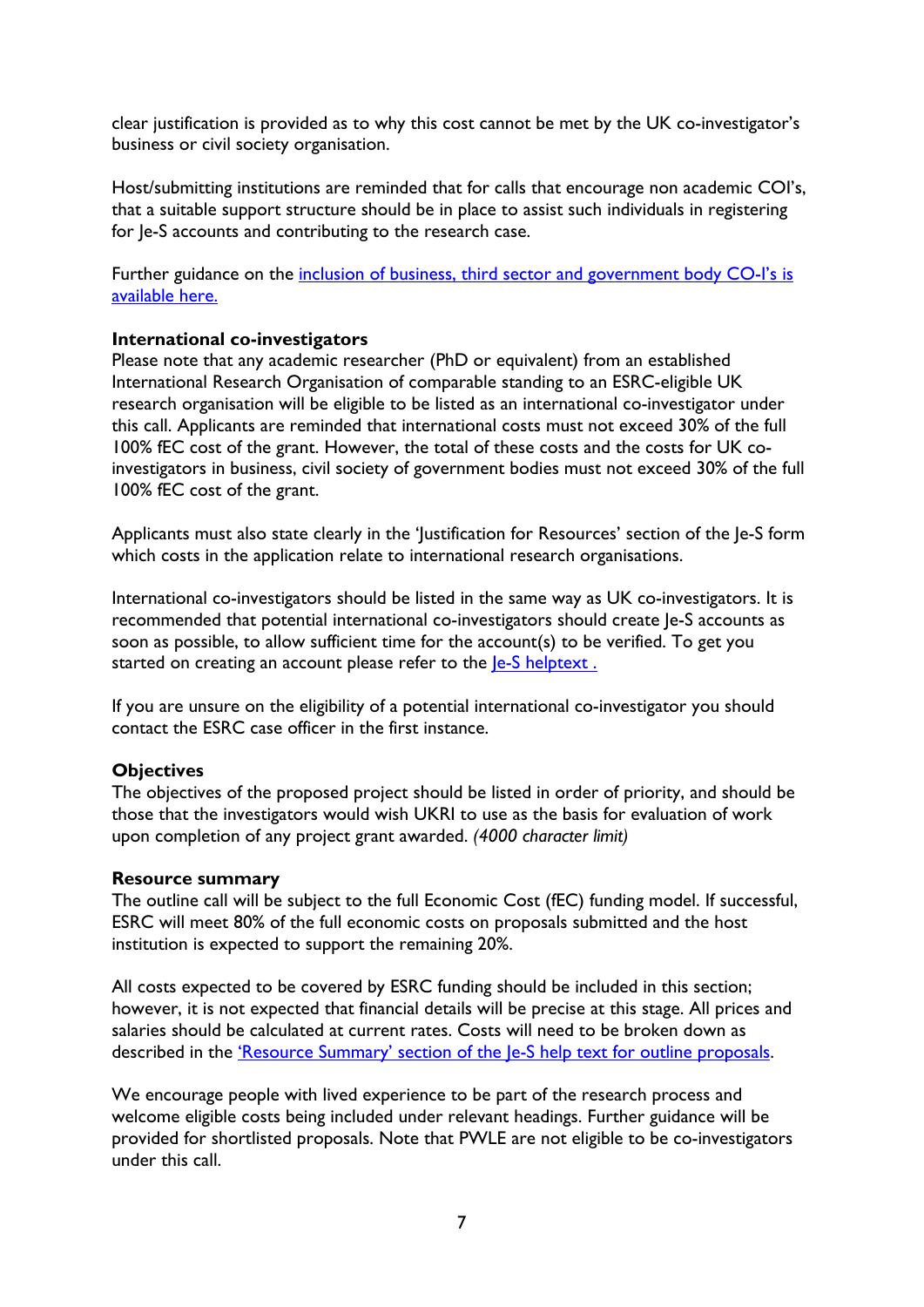clear justification is provided as to why this cost cannot be met by the UK co-investigator's business or civil society organisation.

Host/submitting institutions are reminded that for calls that encourage non academic COI's, that a suitable support structure should be in place to assist such individuals in registering for Je-S accounts and contributing to the research case.

Further guidance on the [inclusion of business, third sector and government body CO-I's is available here.]()

**International co-investigators**
Please note that any academic researcher (PhD or equivalent) from an established International Research Organisation of comparable standing to an ESRC-eligible UK research organisation will be eligible to be listed as an international co-investigator under this call. Applicants are reminded that international costs must not exceed 30% of the full 100% fEC cost of the grant. However, the total of these costs and the costs for UK co-investigators in business, civil society of government bodies must not exceed 30% of the full 100% fEC cost of the grant.

Applicants must also state clearly in the 'Justification for Resources' section of the Je-S form which costs in the application relate to international research organisations.

International co-investigators should be listed in the same way as UK co-investigators. It is recommended that potential international co-investigators should create Je-S accounts as soon as possible, to allow sufficient time for the account(s) to be verified. To get you started on creating an account please refer to the [Je-S helptext .]()

If you are unsure on the eligibility of a potential international co-investigator you should contact the ESRC case officer in the first instance.

**Objectives**
The objectives of the proposed project should be listed in order of priority, and should be those that the investigators would wish UKRI to use as the basis for evaluation of work upon completion of any project grant awarded. *(4000 character limit)*

**Resource summary**
The outline call will be subject to the full Economic Cost (fEC) funding model. If successful, ESRC will meet 80% of the full economic costs on proposals submitted and the host institution is expected to support the remaining 20%.

All costs expected to be covered by ESRC funding should be included in this section; however, it is not expected that financial details will be precise at this stage. All prices and salaries should be calculated at current rates. Costs will need to be broken down as described in the ['Resource Summary' section of the Je-S help text for outline proposals]().

We encourage people with lived experience to be part of the research process and welcome eligible costs being included under relevant headings. Further guidance will be provided for shortlisted proposals. Note that PWLE are not eligible to be co-investigators under this call.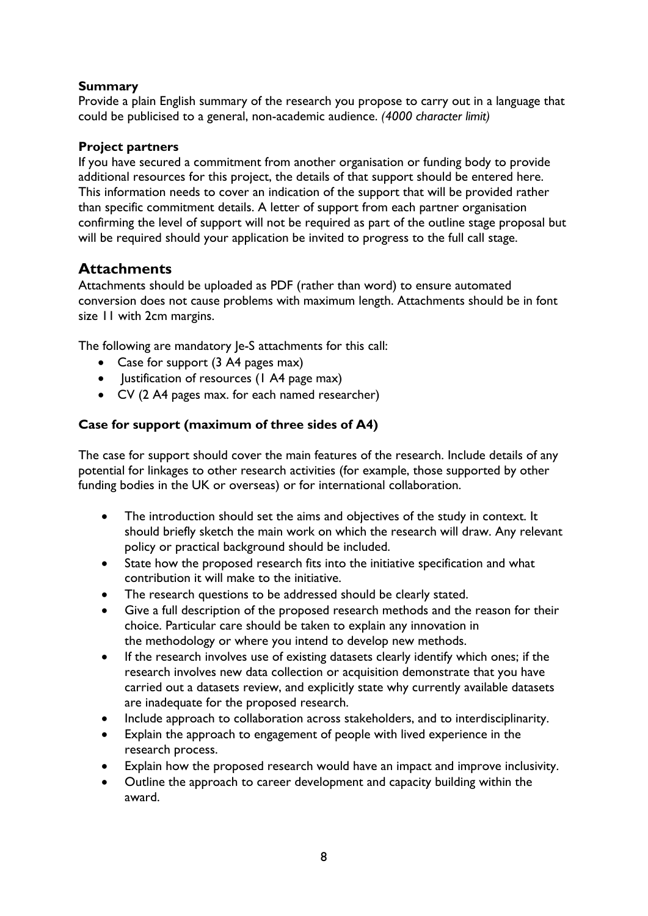**Summary**
Provide a plain English summary of the research you propose to carry out in a language that could be publicised to a general, non-academic audience. *(4000 character limit)*

**Project partners**
If you have secured a commitment from another organisation or funding body to provide additional resources for this project, the details of that support should be entered here. This information needs to cover an indication of the support that will be provided rather than specific commitment details. A letter of support from each partner organisation confirming the level of support will not be required as part of the outline stage proposal but will be required should your application be invited to progress to the full call stage.

## Attachments

Attachments should be uploaded as PDF (rather than word) to ensure automated conversion does not cause problems with maximum length. Attachments should be in font size 11 with 2cm margins.

The following are mandatory Je-S attachments for this call:

- Case for support (3 A4 pages max)
- Justification of resources (1 A4 page max)
- CV (2 A4 pages max. for each named researcher)

**Case for support (maximum of three sides of A4)**

The case for support should cover the main features of the research. Include details of any potential for linkages to other research activities (for example, those supported by other funding bodies in the UK or overseas) or for international collaboration.

- The introduction should set the aims and objectives of the study in context. It should briefly sketch the main work on which the research will draw. Any relevant policy or practical background should be included.
- State how the proposed research fits into the initiative specification and what contribution it will make to the initiative.
- The research questions to be addressed should be clearly stated.
- Give a full description of the proposed research methods and the reason for their choice. Particular care should be taken to explain any innovation in the methodology or where you intend to develop new methods.
- If the research involves use of existing datasets clearly identify which ones; if the research involves new data collection or acquisition demonstrate that you have carried out a datasets review, and explicitly state why currently available datasets are inadequate for the proposed research.
- Include approach to collaboration across stakeholders, and to interdisciplinarity.
- Explain the approach to engagement of people with lived experience in the research process.
- Explain how the proposed research would have an impact and improve inclusivity.
- Outline the approach to career development and capacity building within the award.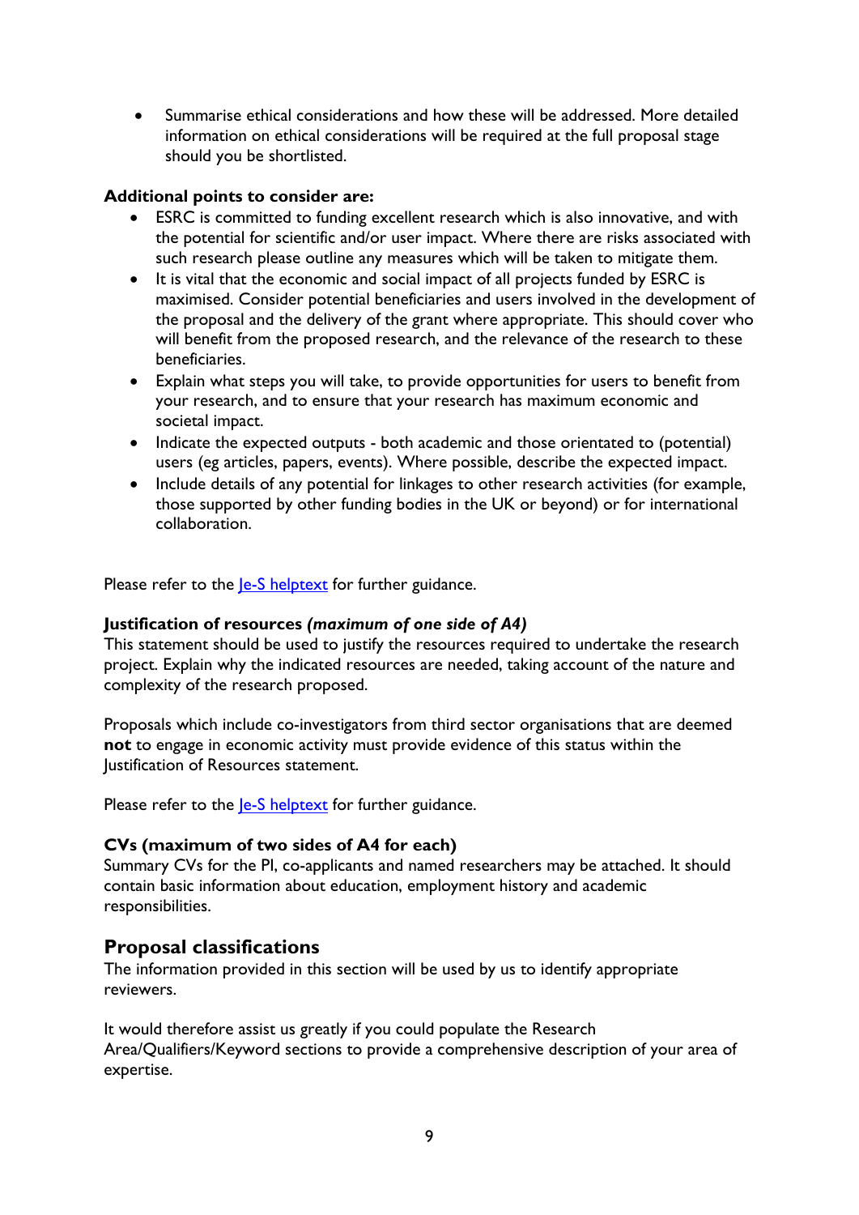- Summarise ethical considerations and how these will be addressed. More detailed information on ethical considerations will be required at the full proposal stage should you be shortlisted.

**Additional points to consider are:**

- ESRC is committed to funding excellent research which is also innovative, and with the potential for scientific and/or user impact. Where there are risks associated with such research please outline any measures which will be taken to mitigate them.
- It is vital that the economic and social impact of all projects funded by ESRC is maximised. Consider potential beneficiaries and users involved in the development of the proposal and the delivery of the grant where appropriate. This should cover who will benefit from the proposed research, and the relevance of the research to these beneficiaries.
- Explain what steps you will take, to provide opportunities for users to benefit from your research, and to ensure that your research has maximum economic and societal impact.
- Indicate the expected outputs - both academic and those orientated to (potential) users (eg articles, papers, events). Where possible, describe the expected impact.
- Include details of any potential for linkages to other research activities (for example, those supported by other funding bodies in the UK or beyond) or for international collaboration.

Please refer to the Je-S helptext for further guidance.

### Justification of resources *(maximum of one side of A4)*

This statement should be used to justify the resources required to undertake the research project. Explain why the indicated resources are needed, taking account of the nature and complexity of the research proposed.

Proposals which include co-investigators from third sector organisations that are deemed **not** to engage in economic activity must provide evidence of this status within the Justification of Resources statement.

Please refer to the Je-S helptext for further guidance.

### CVs (maximum of two sides of A4 for each)

Summary CVs for the PI, co-applicants and named researchers may be attached. It should contain basic information about education, employment history and academic responsibilities.

## Proposal classifications

The information provided in this section will be used by us to identify appropriate reviewers.

It would therefore assist us greatly if you could populate the Research Area/Qualifiers/Keyword sections to provide a comprehensive description of your area of expertise.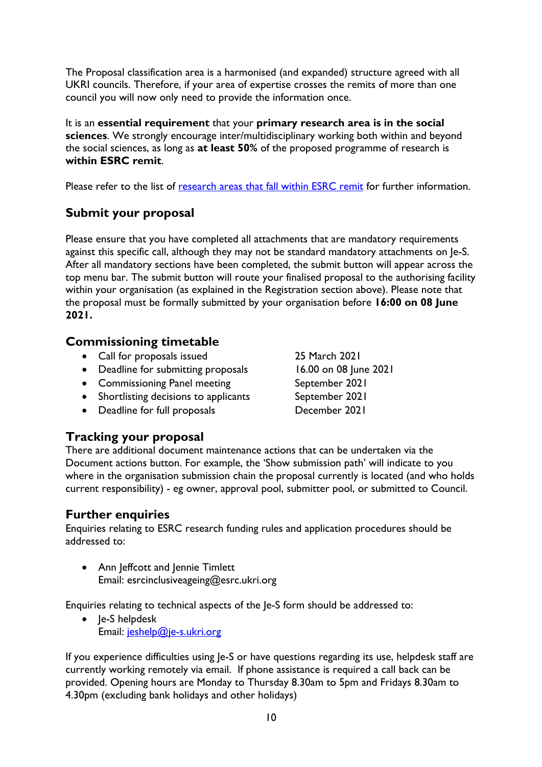The Proposal classification area is a harmonised (and expanded) structure agreed with all UKRI councils. Therefore, if your area of expertise crosses the remits of more than one council you will now only need to provide the information once.

It is an **essential requirement** that your **primary research area is in the social sciences**. We strongly encourage inter/multidisciplinary working both within and beyond the social sciences, as long as **at least 50%** of the proposed programme of research is **within ESRC remit**.

Please refer to the list of research areas that fall within ESRC remit for further information.

## Submit your proposal

Please ensure that you have completed all attachments that are mandatory requirements against this specific call, although they may not be standard mandatory attachments on Je-S. After all mandatory sections have been completed, the submit button will appear across the top menu bar. The submit button will route your finalised proposal to the authorising facility within your organisation (as explained in the Registration section above). Please note that the proposal must be formally submitted by your organisation before **16:00 on 08 June 2021.**

## Commissioning timetable

| | |
|---|---|
| Call for proposals issued | 25 March 2021 |
| Deadline for submitting proposals | 16.00 on 08 June 2021 |
| Commissioning Panel meeting | September 2021 |
| Shortlisting decisions to applicants | September 2021 |
| Deadline for full proposals | December 2021 |

## Tracking your proposal

There are additional document maintenance actions that can be undertaken via the Document actions button. For example, the 'Show submission path' will indicate to you where in the organisation submission chain the proposal currently is located (and who holds current responsibility) - eg owner, approval pool, submitter pool, or submitted to Council.

## Further enquiries

Enquiries relating to ESRC research funding rules and application procedures should be addressed to:

- Ann Jeffcott and Jennie Timlett
  Email: esrcinclusiveageing@esrc.ukri.org

Enquiries relating to technical aspects of the Je-S form should be addressed to:

- Je-S helpdesk
  Email: jeshelp@je-s.ukri.org

If you experience difficulties using Je-S or have questions regarding its use, helpdesk staff are currently working remotely via email. If phone assistance is required a call back can be provided. Opening hours are Monday to Thursday 8.30am to 5pm and Fridays 8.30am to 4.30pm (excluding bank holidays and other holidays)